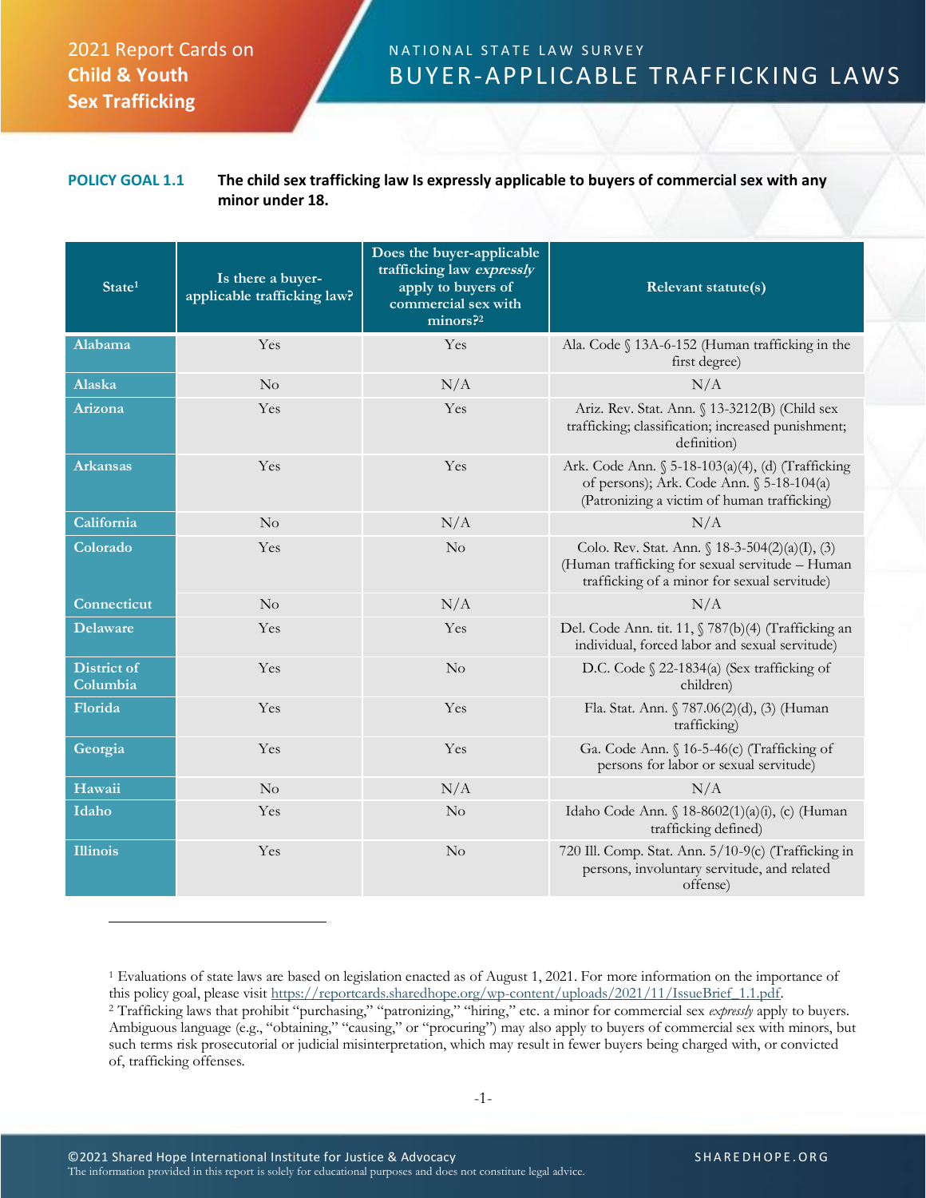2021 Report Cards on **Child & Youth Sex Trafficking**

NATIONAL STATE LAW SURVEY

# BUYER-APPLICABLE TRAFFICKING LAWS

**POLICY GOAL 1.1** **The child sex trafficking law Is expressly applicable to buyers of commercial sex with any minor under 18.**

| State[1] | Is there a buyer-applicable trafficking law? | Does the buyer-applicable trafficking law *expressly* apply to buyers of commercial sex with minors?[2] | Relevant statute(s) |
|---|---|---|---|
| Alabama | Yes | Yes | Ala. Code § 13A-6-152 (Human trafficking in the first degree) |
| Alaska | No | N/A | N/A |
| Arizona | Yes | Yes | Ariz. Rev. Stat. Ann. § 13-3212(B) (Child sex trafficking; classification; increased punishment; definition) |
| Arkansas | Yes | Yes | Ark. Code Ann. § 5-18-103(a)(4), (d) (Trafficking of persons); Ark. Code Ann. § 5-18-104(a) (Patronizing a victim of human trafficking) |
| California | No | N/A | N/A |
| Colorado | Yes | No | Colo. Rev. Stat. Ann. § 18-3-504(2)(a)(I), (3) (Human trafficking for sexual servitude – Human trafficking of a minor for sexual servitude) |
| Connecticut | No | N/A | N/A |
| Delaware | Yes | Yes | Del. Code Ann. tit. 11, § 787(b)(4) (Trafficking an individual, forced labor and sexual servitude) |
| District of Columbia | Yes | No | D.C. Code § 22-1834(a) (Sex trafficking of children) |
| Florida | Yes | Yes | Fla. Stat. Ann. § 787.06(2)(d), (3) (Human trafficking) |
| Georgia | Yes | Yes | Ga. Code Ann. § 16-5-46(c) (Trafficking of persons for labor or sexual servitude) |
| Hawaii | No | N/A | N/A |
| Idaho | Yes | No | Idaho Code Ann. § 18-8602(1)(a)(i), (c) (Human trafficking defined) |
| Illinois | Yes | No | 720 Ill. Comp. Stat. Ann. 5/10-9(c) (Trafficking in persons, involuntary servitude, and related offense) |

---

[1] Evaluations of state laws are based on legislation enacted as of August 1, 2021. For more information on the importance of this policy goal, please visit https://reportcards.sharedhope.org/wp-content/uploads/2021/11/IssueBrief_1.1.pdf.

[2] Trafficking laws that prohibit "purchasing," "patronizing," "hiring," etc. a minor for commercial sex *expressly* apply to buyers. Ambiguous language (e.g., "obtaining," "causing," or "procuring") may also apply to buyers of commercial sex with minors, but such terms risk prosecutorial or judicial misinterpretation, which may result in fewer buyers being charged with, or convicted of, trafficking offenses.

©2021 Shared Hope International Institute for Justice & Advocacy
The information provided in this report is solely for educational purposes and does not constitute legal advice.

SHAREDHOPE.ORG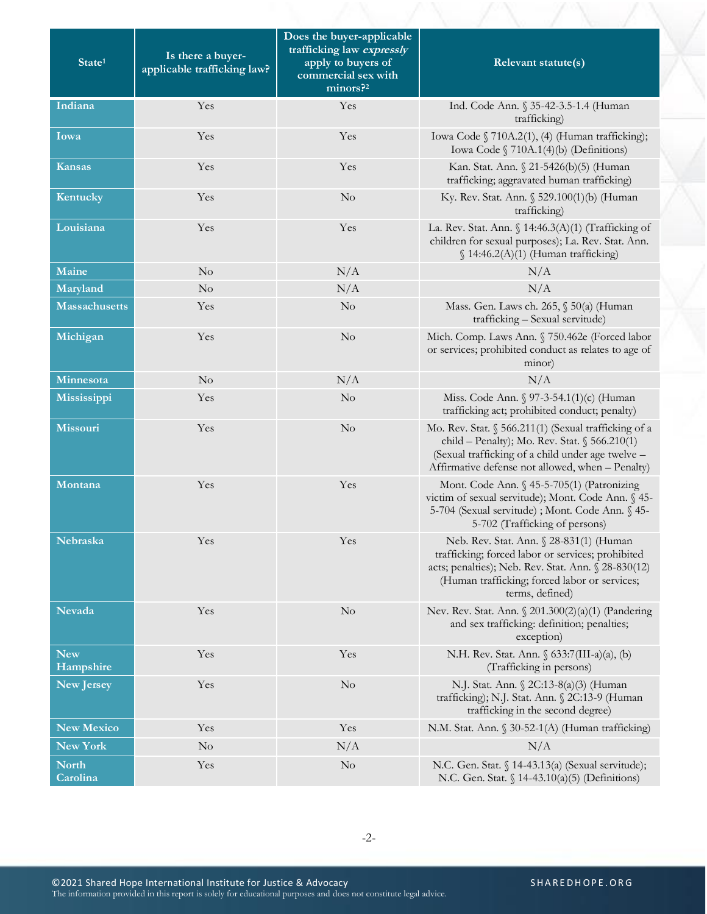| State[1] | Is there a buyer-applicable trafficking law? | Does the buyer-applicable trafficking law *expressly* apply to buyers of commercial sex with minors?[2] | Relevant statute(s) |
|---|---|---|---|
| **Indiana** | Yes | Yes | Ind. Code Ann. § 35-42-3.5-1.4 (Human trafficking) |
| **Iowa** | Yes | Yes | Iowa Code § 710A.2(1), (4) (Human trafficking); Iowa Code § 710A.1(4)(b) (Definitions) |
| **Kansas** | Yes | Yes | Kan. Stat. Ann. § 21-5426(b)(5) (Human trafficking; aggravated human trafficking) |
| **Kentucky** | Yes | No | Ky. Rev. Stat. Ann. § 529.100(1)(b) (Human trafficking) |
| **Louisiana** | Yes | Yes | La. Rev. Stat. Ann. § 14:46.3(A)(1) (Trafficking of children for sexual purposes); La. Rev. Stat. Ann. § 14:46.2(A)(1) (Human trafficking) |
| **Maine** | No | N/A | N/A |
| **Maryland** | No | N/A | N/A |
| **Massachusetts** | Yes | No | Mass. Gen. Laws ch. 265, § 50(a) (Human trafficking – Sexual servitude) |
| **Michigan** | Yes | No | Mich. Comp. Laws Ann. § 750.462e (Forced labor or services; prohibited conduct as relates to age of minor) |
| **Minnesota** | No | N/A | N/A |
| **Mississippi** | Yes | No | Miss. Code Ann. § 97-3-54.1(1)(c) (Human trafficking act; prohibited conduct; penalty) |
| **Missouri** | Yes | No | Mo. Rev. Stat. § 566.211(1) (Sexual trafficking of a child – Penalty); Mo. Rev. Stat. § 566.210(1) (Sexual trafficking of a child under age twelve – Affirmative defense not allowed, when – Penalty) |
| **Montana** | Yes | Yes | Mont. Code Ann. § 45-5-705(1) (Patronizing victim of sexual servitude); Mont. Code Ann. § 45-5-704 (Sexual servitude) ; Mont. Code Ann. § 45-5-702 (Trafficking of persons) |
| **Nebraska** | Yes | Yes | Neb. Rev. Stat. Ann. § 28-831(1) (Human trafficking; forced labor or services; prohibited acts; penalties); Neb. Rev. Stat. Ann. § 28-830(12) (Human trafficking; forced labor or services; terms, defined) |
| **Nevada** | Yes | No | Nev. Rev. Stat. Ann. § 201.300(2)(a)(1) (Pandering and sex trafficking: definition; penalties; exception) |
| **New Hampshire** | Yes | Yes | N.H. Rev. Stat. Ann. § 633:7(III-a)(a), (b) (Trafficking in persons) |
| **New Jersey** | Yes | No | N.J. Stat. Ann. § 2C:13-8(a)(3) (Human trafficking); N.J. Stat. Ann. § 2C:13-9 (Human trafficking in the second degree) |
| **New Mexico** | Yes | Yes | N.M. Stat. Ann. § 30-52-1(A) (Human trafficking) |
| **New York** | No | N/A | N/A |
| **North Carolina** | Yes | No | N.C. Gen. Stat. § 14-43.13(a) (Sexual servitude); N.C. Gen. Stat. § 14-43.10(a)(5) (Definitions) |

©2021 Shared Hope International Institute for Justice & Advocacy
The information provided in this report is solely for educational purposes and does not constitute legal advice.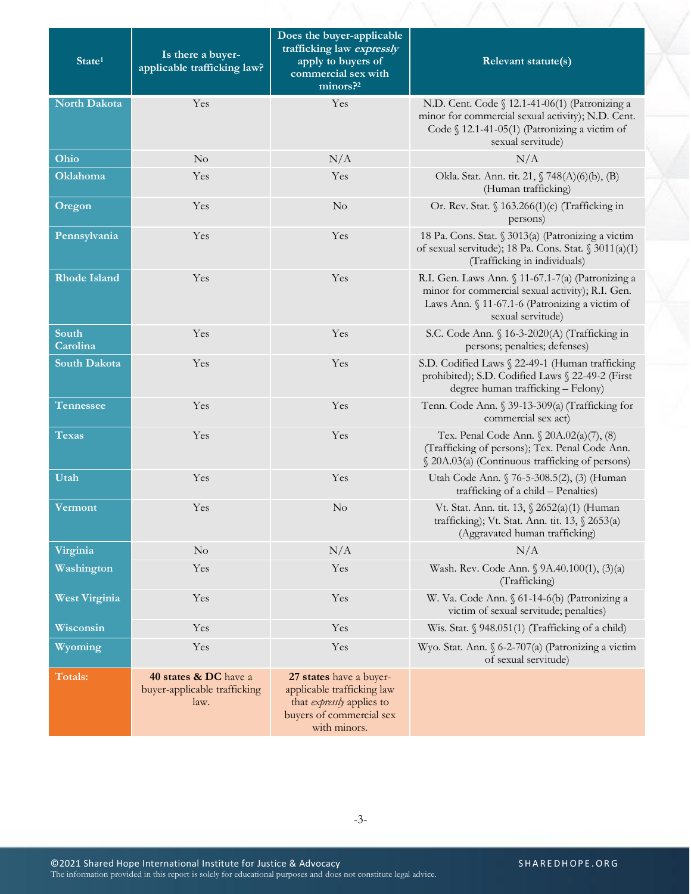| State[1] | Is there a buyer-applicable trafficking law? | Does the buyer-applicable trafficking law *expressly* apply to buyers of commercial sex with minors?[2] | Relevant statute(s) |
|---|---|---|---|
| **North Dakota** | Yes | Yes | N.D. Cent. Code § 12.1-41-06(1) (Patronizing a minor for commercial sexual activity); N.D. Cent. Code § 12.1-41-05(1) (Patronizing a victim of sexual servitude) |
| **Ohio** | No | N/A | N/A |
| **Oklahoma** | Yes | Yes | Okla. Stat. Ann. tit. 21, § 748(A)(6)(b), (B) (Human trafficking) |
| **Oregon** | Yes | No | Or. Rev. Stat. § 163.266(1)(c) (Trafficking in persons) |
| **Pennsylvania** | Yes | Yes | 18 Pa. Cons. Stat. § 3013(a) (Patronizing a victim of sexual servitude); 18 Pa. Cons. Stat. § 3011(a)(1) (Trafficking in individuals) |
| **Rhode Island** | Yes | Yes | R.I. Gen. Laws Ann. § 11-67.1-7(a) (Patronizing a minor for commercial sexual activity); R.I. Gen. Laws Ann. § 11-67.1-6 (Patronizing a victim of sexual servitude) |
| **South Carolina** | Yes | Yes | S.C. Code Ann. § 16-3-2020(A) (Trafficking in persons; penalties; defenses) |
| **South Dakota** | Yes | Yes | S.D. Codified Laws § 22-49-1 (Human trafficking prohibited); S.D. Codified Laws § 22-49-2 (First degree human trafficking – Felony) |
| **Tennessee** | Yes | Yes | Tenn. Code Ann. § 39-13-309(a) (Trafficking for commercial sex act) |
| **Texas** | Yes | Yes | Tex. Penal Code Ann. § 20A.02(a)(7), (8) (Trafficking of persons); Tex. Penal Code Ann. § 20A.03(a) (Continuous trafficking of persons) |
| **Utah** | Yes | Yes | Utah Code Ann. § 76-5-308.5(2), (3) (Human trafficking of a child – Penalties) |
| **Vermont** | Yes | No | Vt. Stat. Ann. tit. 13, § 2652(a)(1) (Human trafficking); Vt. Stat. Ann. tit. 13, § 2653(a) (Aggravated human trafficking) |
| **Virginia** | No | N/A | N/A |
| **Washington** | Yes | Yes | Wash. Rev. Code Ann. § 9A.40.100(1), (3)(a) (Trafficking) |
| **West Virginia** | Yes | Yes | W. Va. Code Ann. § 61-14-6(b) (Patronizing a victim of sexual servitude; penalties) |
| **Wisconsin** | Yes | Yes | Wis. Stat. § 948.051(1) (Trafficking of a child) |
| **Wyoming** | Yes | Yes | Wyo. Stat. Ann. § 6-2-707(a) (Patronizing a victim of sexual servitude) |
| **Totals:** | **40 states & DC** have a buyer-applicable trafficking law. | **27 states** have a buyer-applicable trafficking law that *expressly* applies to buyers of commercial sex with minors. | |